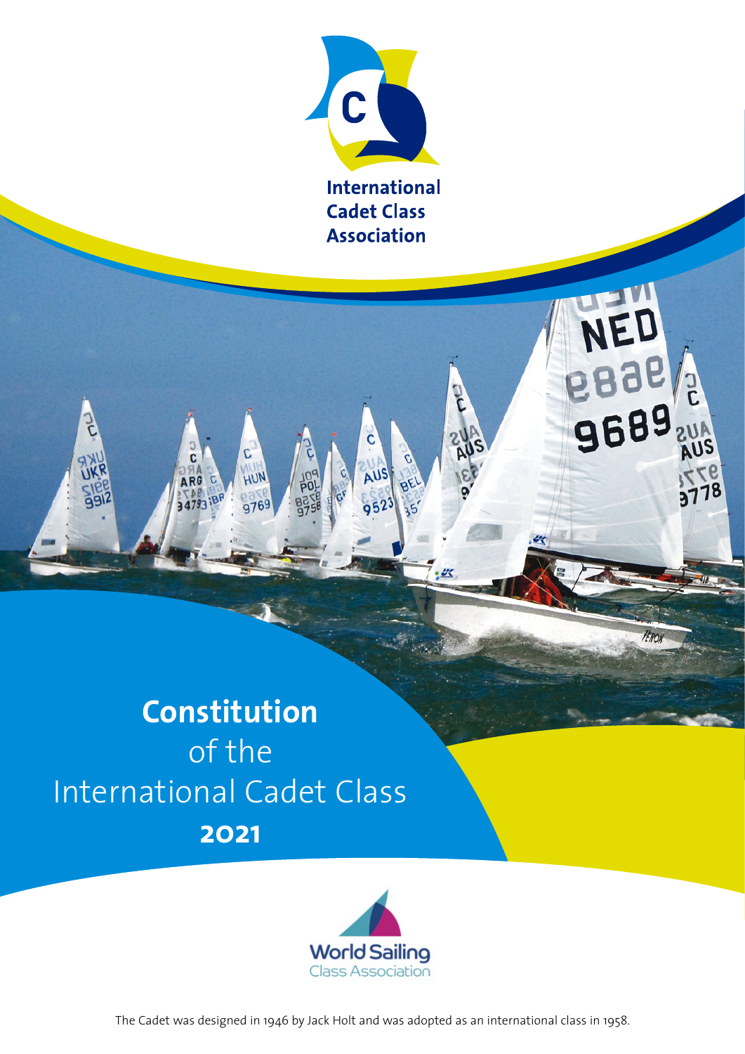International Cadet Class Association

# Constitution of the International Cadet Class 2021

World Sailing Class Association

The Cadet was designed in 1946 by Jack Holt and was adopted as an international class in 1958.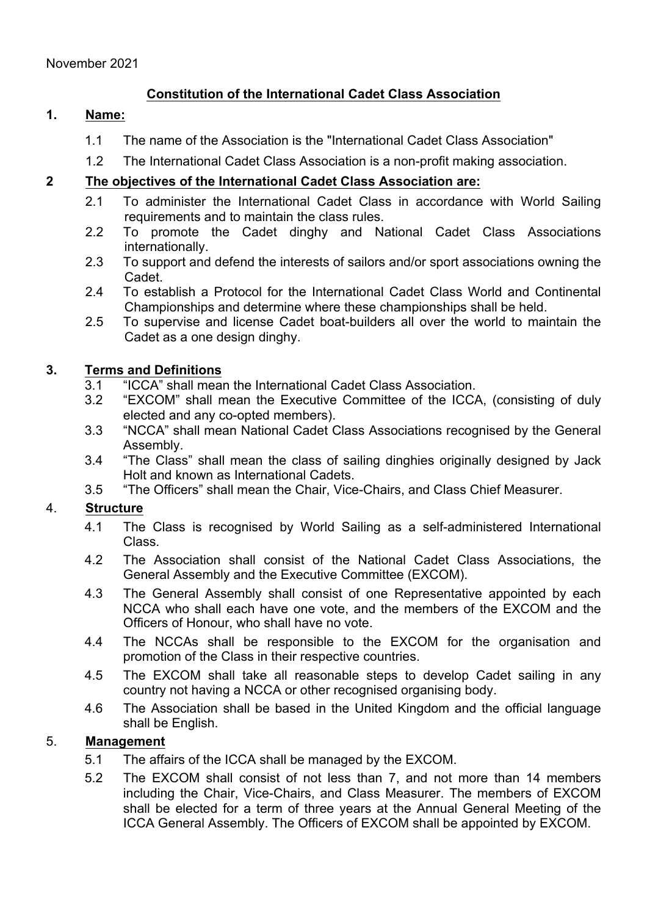November 2021

# Constitution of the International Cadet Class Association

## 1. Name:

1.1 The name of the Association is the "International Cadet Class Association"

1.2 The International Cadet Class Association is a non-profit making association.

## 2 The objectives of the International Cadet Class Association are:

2.1 To administer the International Cadet Class in accordance with World Sailing requirements and to maintain the class rules.

2.2 To promote the Cadet dinghy and National Cadet Class Associations internationally.

2.3 To support and defend the interests of sailors and/or sport associations owning the Cadet.

2.4 To establish a Protocol for the International Cadet Class World and Continental Championships and determine where these championships shall be held.

2.5 To supervise and license Cadet boat-builders all over the world to maintain the Cadet as a one design dinghy.

## 3. Terms and Definitions

3.1 "ICCA" shall mean the International Cadet Class Association.

3.2 "EXCOM" shall mean the Executive Committee of the ICCA, (consisting of duly elected and any co-opted members).

3.3 "NCCA" shall mean National Cadet Class Associations recognised by the General Assembly.

3.4 "The Class" shall mean the class of sailing dinghies originally designed by Jack Holt and known as International Cadets.

3.5 "The Officers" shall mean the Chair, Vice-Chairs, and Class Chief Measurer.

## 4. Structure

4.1 The Class is recognised by World Sailing as a self-administered International Class.

4.2 The Association shall consist of the National Cadet Class Associations, the General Assembly and the Executive Committee (EXCOM).

4.3 The General Assembly shall consist of one Representative appointed by each NCCA who shall each have one vote, and the members of the EXCOM and the Officers of Honour, who shall have no vote.

4.4 The NCCAs shall be responsible to the EXCOM for the organisation and promotion of the Class in their respective countries.

4.5 The EXCOM shall take all reasonable steps to develop Cadet sailing in any country not having a NCCA or other recognised organising body.

4.6 The Association shall be based in the United Kingdom and the official language shall be English.

## 5. Management

5.1 The affairs of the ICCA shall be managed by the EXCOM.

5.2 The EXCOM shall consist of not less than 7, and not more than 14 members including the Chair, Vice-Chairs, and Class Measurer. The members of EXCOM shall be elected for a term of three years at the Annual General Meeting of the ICCA General Assembly. The Officers of EXCOM shall be appointed by EXCOM.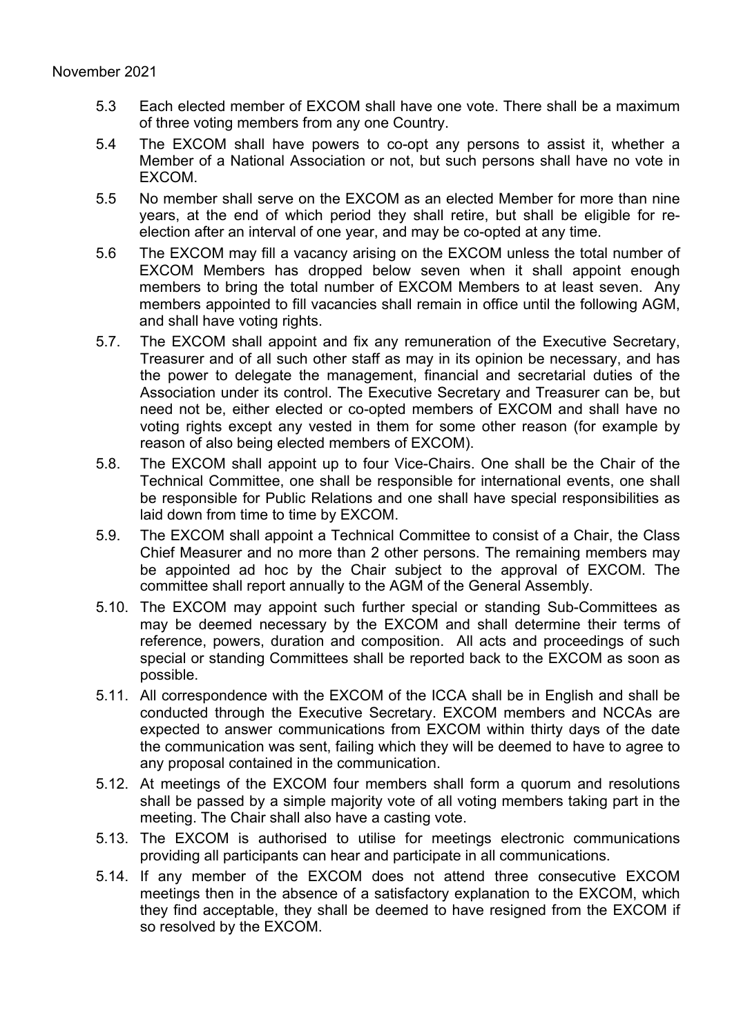5.3 Each elected member of EXCOM shall have one vote. There shall be a maximum of three voting members from any one Country.

5.4 The EXCOM shall have powers to co-opt any persons to assist it, whether a Member of a National Association or not, but such persons shall have no vote in EXCOM.

5.5 No member shall serve on the EXCOM as an elected Member for more than nine years, at the end of which period they shall retire, but shall be eligible for re-election after an interval of one year, and may be co-opted at any time.

5.6 The EXCOM may fill a vacancy arising on the EXCOM unless the total number of EXCOM Members has dropped below seven when it shall appoint enough members to bring the total number of EXCOM Members to at least seven. Any members appointed to fill vacancies shall remain in office until the following AGM, and shall have voting rights.

5.7. The EXCOM shall appoint and fix any remuneration of the Executive Secretary, Treasurer and of all such other staff as may in its opinion be necessary, and has the power to delegate the management, financial and secretarial duties of the Association under its control. The Executive Secretary and Treasurer can be, but need not be, either elected or co-opted members of EXCOM and shall have no voting rights except any vested in them for some other reason (for example by reason of also being elected members of EXCOM).

5.8. The EXCOM shall appoint up to four Vice-Chairs. One shall be the Chair of the Technical Committee, one shall be responsible for international events, one shall be responsible for Public Relations and one shall have special responsibilities as laid down from time to time by EXCOM.

5.9. The EXCOM shall appoint a Technical Committee to consist of a Chair, the Class Chief Measurer and no more than 2 other persons. The remaining members may be appointed ad hoc by the Chair subject to the approval of EXCOM. The committee shall report annually to the AGM of the General Assembly.

5.10. The EXCOM may appoint such further special or standing Sub-Committees as may be deemed necessary by the EXCOM and shall determine their terms of reference, powers, duration and composition. All acts and proceedings of such special or standing Committees shall be reported back to the EXCOM as soon as possible.

5.11. All correspondence with the EXCOM of the ICCA shall be in English and shall be conducted through the Executive Secretary. EXCOM members and NCCAs are expected to answer communications from EXCOM within thirty days of the date the communication was sent, failing which they will be deemed to have to agree to any proposal contained in the communication.

5.12. At meetings of the EXCOM four members shall form a quorum and resolutions shall be passed by a simple majority vote of all voting members taking part in the meeting. The Chair shall also have a casting vote.

5.13. The EXCOM is authorised to utilise for meetings electronic communications providing all participants can hear and participate in all communications.

5.14. If any member of the EXCOM does not attend three consecutive EXCOM meetings then in the absence of a satisfactory explanation to the EXCOM, which they find acceptable, they shall be deemed to have resigned from the EXCOM if so resolved by the EXCOM.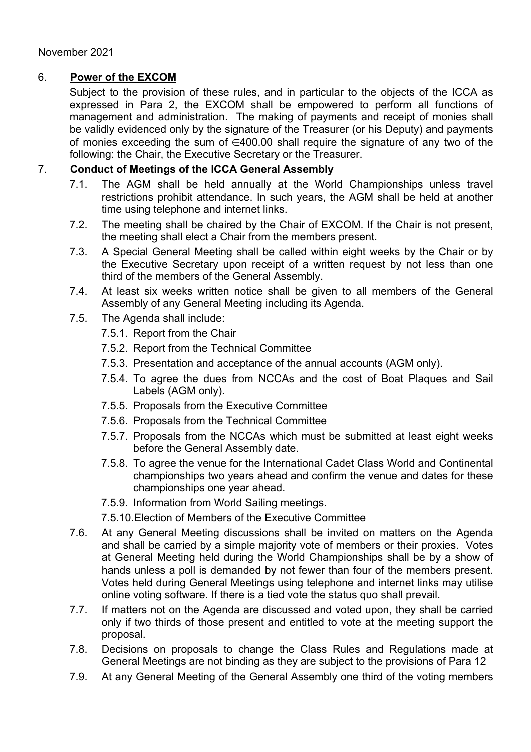November 2021

## 6. **Power of the EXCOM**

Subject to the provision of these rules, and in particular to the objects of the ICCA as expressed in Para 2, the EXCOM shall be empowered to perform all functions of management and administration. The making of payments and receipt of monies shall be validly evidenced only by the signature of the Treasurer (or his Deputy) and payments of monies exceeding the sum of ∈400.00 shall require the signature of any two of the following: the Chair, the Executive Secretary or the Treasurer.

## 7. **Conduct of Meetings of the ICCA General Assembly**

7.1. The AGM shall be held annually at the World Championships unless travel restrictions prohibit attendance. In such years, the AGM shall be held at another time using telephone and internet links.

7.2. The meeting shall be chaired by the Chair of EXCOM. If the Chair is not present, the meeting shall elect a Chair from the members present.

7.3. A Special General Meeting shall be called within eight weeks by the Chair or by the Executive Secretary upon receipt of a written request by not less than one third of the members of the General Assembly.

7.4. At least six weeks written notice shall be given to all members of the General Assembly of any General Meeting including its Agenda.

7.5. The Agenda shall include:

- 7.5.1. Report from the Chair
- 7.5.2. Report from the Technical Committee
- 7.5.3. Presentation and acceptance of the annual accounts (AGM only).
- 7.5.4. To agree the dues from NCCAs and the cost of Boat Plaques and Sail Labels (AGM only).
- 7.5.5. Proposals from the Executive Committee
- 7.5.6. Proposals from the Technical Committee
- 7.5.7. Proposals from the NCCAs which must be submitted at least eight weeks before the General Assembly date.
- 7.5.8. To agree the venue for the International Cadet Class World and Continental championships two years ahead and confirm the venue and dates for these championships one year ahead.
- 7.5.9. Information from World Sailing meetings.
- 7.5.10. Election of Members of the Executive Committee

7.6. At any General Meeting discussions shall be invited on matters on the Agenda and shall be carried by a simple majority vote of members or their proxies. Votes at General Meeting held during the World Championships shall be by a show of hands unless a poll is demanded by not fewer than four of the members present. Votes held during General Meetings using telephone and internet links may utilise online voting software. If there is a tied vote the status quo shall prevail.

7.7. If matters not on the Agenda are discussed and voted upon, they shall be carried only if two thirds of those present and entitled to vote at the meeting support the proposal.

7.8. Decisions on proposals to change the Class Rules and Regulations made at General Meetings are not binding as they are subject to the provisions of Para 12

7.9. At any General Meeting of the General Assembly one third of the voting members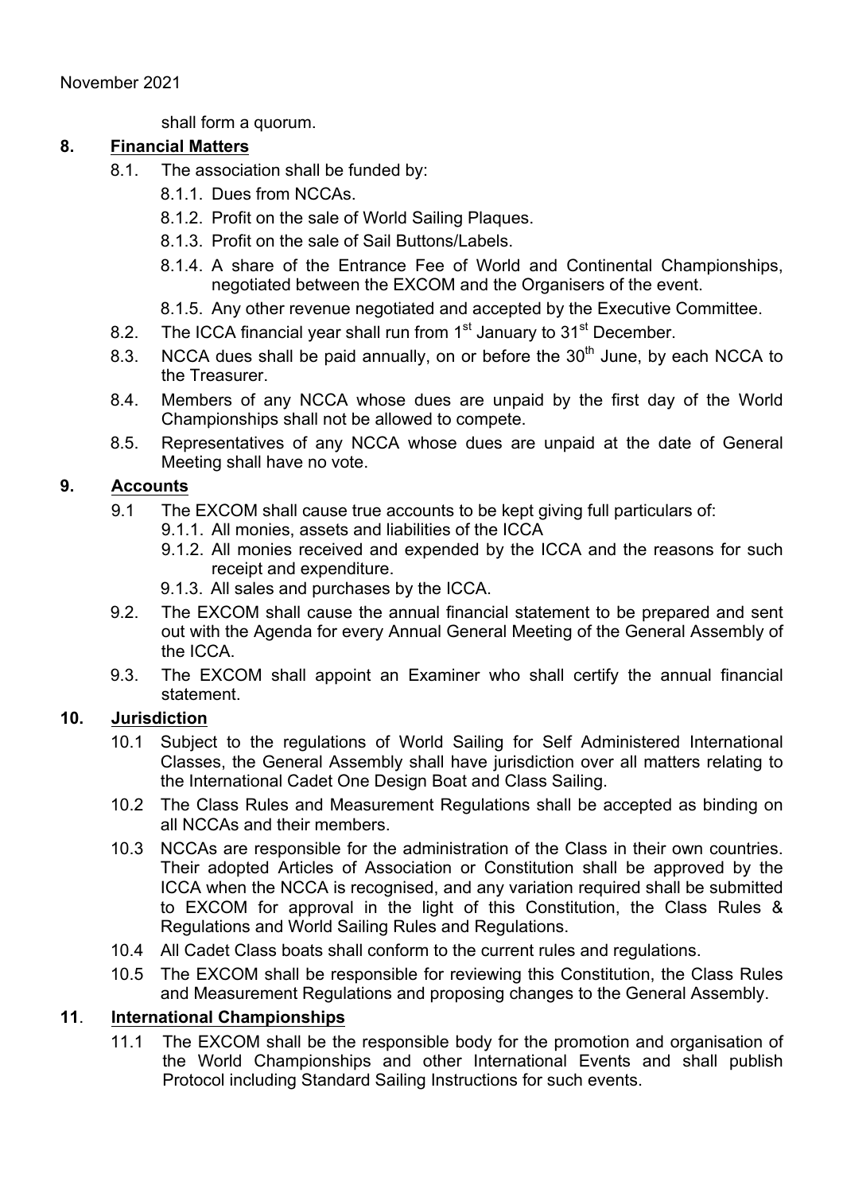shall form a quorum.

## 8. Financial Matters

8.1. The association shall be funded by:

8.1.1. Dues from NCCAs.

8.1.2. Profit on the sale of World Sailing Plaques.

8.1.3. Profit on the sale of Sail Buttons/Labels.

8.1.4. A share of the Entrance Fee of World and Continental Championships, negotiated between the EXCOM and the Organisers of the event.

8.1.5. Any other revenue negotiated and accepted by the Executive Committee.

8.2. The ICCA financial year shall run from 1st January to 31st December.

8.3. NCCA dues shall be paid annually, on or before the 30th June, by each NCCA to the Treasurer.

8.4. Members of any NCCA whose dues are unpaid by the first day of the World Championships shall not be allowed to compete.

8.5. Representatives of any NCCA whose dues are unpaid at the date of General Meeting shall have no vote.

## 9. Accounts

9.1 The EXCOM shall cause true accounts to be kept giving full particulars of:

9.1.1. All monies, assets and liabilities of the ICCA

9.1.2. All monies received and expended by the ICCA and the reasons for such receipt and expenditure.

9.1.3. All sales and purchases by the ICCA.

9.2. The EXCOM shall cause the annual financial statement to be prepared and sent out with the Agenda for every Annual General Meeting of the General Assembly of the ICCA.

9.3. The EXCOM shall appoint an Examiner who shall certify the annual financial statement.

## 10. Jurisdiction

10.1 Subject to the regulations of World Sailing for Self Administered International Classes, the General Assembly shall have jurisdiction over all matters relating to the International Cadet One Design Boat and Class Sailing.

10.2 The Class Rules and Measurement Regulations shall be accepted as binding on all NCCAs and their members.

10.3 NCCAs are responsible for the administration of the Class in their own countries. Their adopted Articles of Association or Constitution shall be approved by the ICCA when the NCCA is recognised, and any variation required shall be submitted to EXCOM for approval in the light of this Constitution, the Class Rules & Regulations and World Sailing Rules and Regulations.

10.4 All Cadet Class boats shall conform to the current rules and regulations.

10.5 The EXCOM shall be responsible for reviewing this Constitution, the Class Rules and Measurement Regulations and proposing changes to the General Assembly.

## 11. International Championships

11.1 The EXCOM shall be the responsible body for the promotion and organisation of the World Championships and other International Events and shall publish Protocol including Standard Sailing Instructions for such events.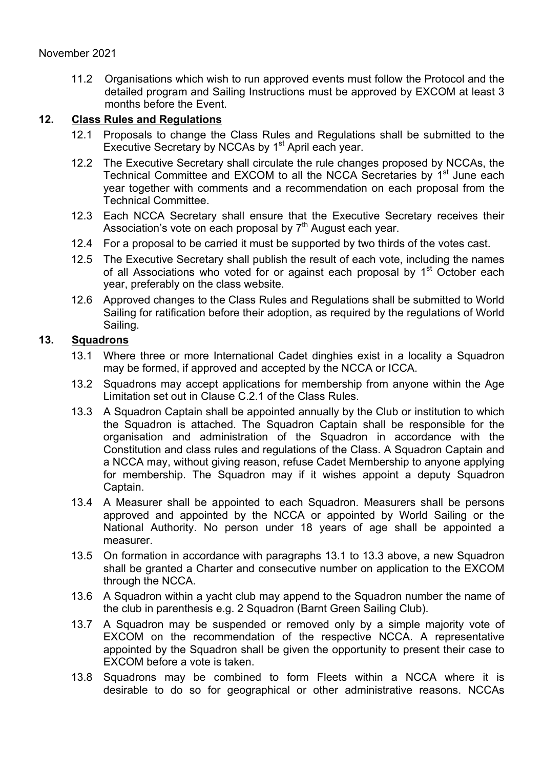11.2 Organisations which wish to run approved events must follow the Protocol and the detailed program and Sailing Instructions must be approved by EXCOM at least 3 months before the Event.

## 12. Class Rules and Regulations

12.1 Proposals to change the Class Rules and Regulations shall be submitted to the Executive Secretary by NCCAs by 1st April each year.

12.2 The Executive Secretary shall circulate the rule changes proposed by NCCAs, the Technical Committee and EXCOM to all the NCCA Secretaries by 1st June each year together with comments and a recommendation on each proposal from the Technical Committee.

12.3 Each NCCA Secretary shall ensure that the Executive Secretary receives their Association's vote on each proposal by 7th August each year.

12.4 For a proposal to be carried it must be supported by two thirds of the votes cast.

12.5 The Executive Secretary shall publish the result of each vote, including the names of all Associations who voted for or against each proposal by 1st October each year, preferably on the class website.

12.6 Approved changes to the Class Rules and Regulations shall be submitted to World Sailing for ratification before their adoption, as required by the regulations of World Sailing.

## 13. Squadrons

13.1 Where three or more International Cadet dinghies exist in a locality a Squadron may be formed, if approved and accepted by the NCCA or ICCA.

13.2 Squadrons may accept applications for membership from anyone within the Age Limitation set out in Clause C.2.1 of the Class Rules.

13.3 A Squadron Captain shall be appointed annually by the Club or institution to which the Squadron is attached. The Squadron Captain shall be responsible for the organisation and administration of the Squadron in accordance with the Constitution and class rules and regulations of the Class. A Squadron Captain and a NCCA may, without giving reason, refuse Cadet Membership to anyone applying for membership. The Squadron may if it wishes appoint a deputy Squadron Captain.

13.4 A Measurer shall be appointed to each Squadron. Measurers shall be persons approved and appointed by the NCCA or appointed by World Sailing or the National Authority. No person under 18 years of age shall be appointed a measurer.

13.5 On formation in accordance with paragraphs 13.1 to 13.3 above, a new Squadron shall be granted a Charter and consecutive number on application to the EXCOM through the NCCA.

13.6 A Squadron within a yacht club may append to the Squadron number the name of the club in parenthesis e.g. 2 Squadron (Barnt Green Sailing Club).

13.7 A Squadron may be suspended or removed only by a simple majority vote of EXCOM on the recommendation of the respective NCCA. A representative appointed by the Squadron shall be given the opportunity to present their case to EXCOM before a vote is taken.

13.8 Squadrons may be combined to form Fleets within a NCCA where it is desirable to do so for geographical or other administrative reasons. NCCAs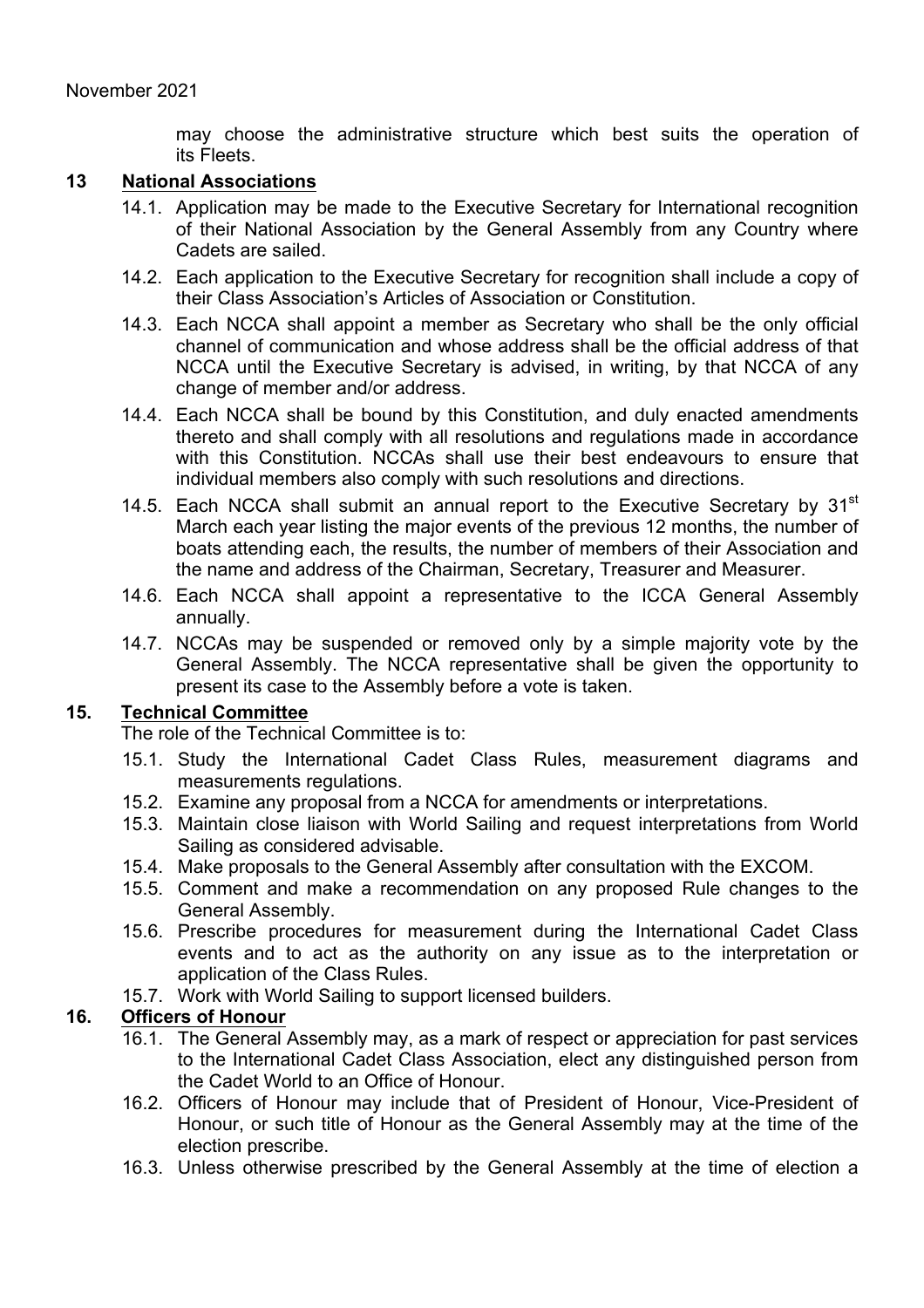may choose the administrative structure which best suits the operation of its Fleets.

## 13 National Associations

14.1. Application may be made to the Executive Secretary for International recognition of their National Association by the General Assembly from any Country where Cadets are sailed.

14.2. Each application to the Executive Secretary for recognition shall include a copy of their Class Association's Articles of Association or Constitution.

14.3. Each NCCA shall appoint a member as Secretary who shall be the only official channel of communication and whose address shall be the official address of that NCCA until the Executive Secretary is advised, in writing, by that NCCA of any change of member and/or address.

14.4. Each NCCA shall be bound by this Constitution, and duly enacted amendments thereto and shall comply with all resolutions and regulations made in accordance with this Constitution. NCCAs shall use their best endeavours to ensure that individual members also comply with such resolutions and directions.

14.5. Each NCCA shall submit an annual report to the Executive Secretary by 31st March each year listing the major events of the previous 12 months, the number of boats attending each, the results, the number of members of their Association and the name and address of the Chairman, Secretary, Treasurer and Measurer.

14.6. Each NCCA shall appoint a representative to the ICCA General Assembly annually.

14.7. NCCAs may be suspended or removed only by a simple majority vote by the General Assembly. The NCCA representative shall be given the opportunity to present its case to the Assembly before a vote is taken.

## 15. Technical Committee

The role of the Technical Committee is to:

15.1. Study the International Cadet Class Rules, measurement diagrams and measurements regulations.

15.2. Examine any proposal from a NCCA for amendments or interpretations.

15.3. Maintain close liaison with World Sailing and request interpretations from World Sailing as considered advisable.

15.4. Make proposals to the General Assembly after consultation with the EXCOM.

15.5. Comment and make a recommendation on any proposed Rule changes to the General Assembly.

15.6. Prescribe procedures for measurement during the International Cadet Class events and to act as the authority on any issue as to the interpretation or application of the Class Rules.

15.7. Work with World Sailing to support licensed builders.

## 16. Officers of Honour

16.1. The General Assembly may, as a mark of respect or appreciation for past services to the International Cadet Class Association, elect any distinguished person from the Cadet World to an Office of Honour.

16.2. Officers of Honour may include that of President of Honour, Vice-President of Honour, or such title of Honour as the General Assembly may at the time of the election prescribe.

16.3. Unless otherwise prescribed by the General Assembly at the time of election a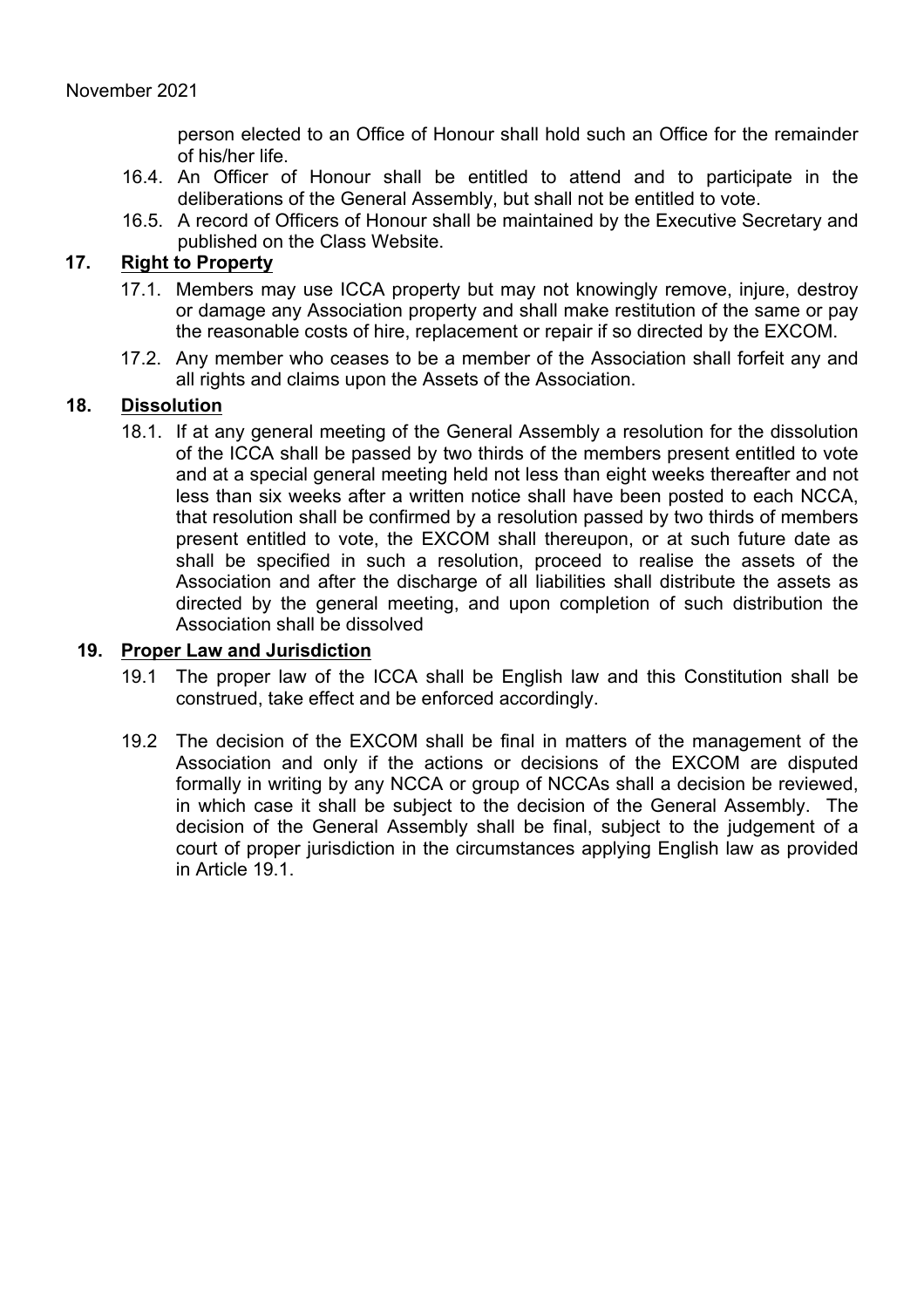person elected to an Office of Honour shall hold such an Office for the remainder of his/her life.

16.4. An Officer of Honour shall be entitled to attend and to participate in the deliberations of the General Assembly, but shall not be entitled to vote.

16.5. A record of Officers of Honour shall be maintained by the Executive Secretary and published on the Class Website.

## 17. <u>Right to Property</u>

17.1. Members may use ICCA property but may not knowingly remove, injure, destroy or damage any Association property and shall make restitution of the same or pay the reasonable costs of hire, replacement or repair if so directed by the EXCOM.

17.2. Any member who ceases to be a member of the Association shall forfeit any and all rights and claims upon the Assets of the Association.

## 18. <u>Dissolution</u>

18.1. If at any general meeting of the General Assembly a resolution for the dissolution of the ICCA shall be passed by two thirds of the members present entitled to vote and at a special general meeting held not less than eight weeks thereafter and not less than six weeks after a written notice shall have been posted to each NCCA, that resolution shall be confirmed by a resolution passed by two thirds of members present entitled to vote, the EXCOM shall thereupon, or at such future date as shall be specified in such a resolution, proceed to realise the assets of the Association and after the discharge of all liabilities shall distribute the assets as directed by the general meeting, and upon completion of such distribution the Association shall be dissolved

## 19. <u>Proper Law and Jurisdiction</u>

19.1 The proper law of the ICCA shall be English law and this Constitution shall be construed, take effect and be enforced accordingly.

19.2 The decision of the EXCOM shall be final in matters of the management of the Association and only if the actions or decisions of the EXCOM are disputed formally in writing by any NCCA or group of NCCAs shall a decision be reviewed, in which case it shall be subject to the decision of the General Assembly. The decision of the General Assembly shall be final, subject to the judgement of a court of proper jurisdiction in the circumstances applying English law as provided in Article 19.1.